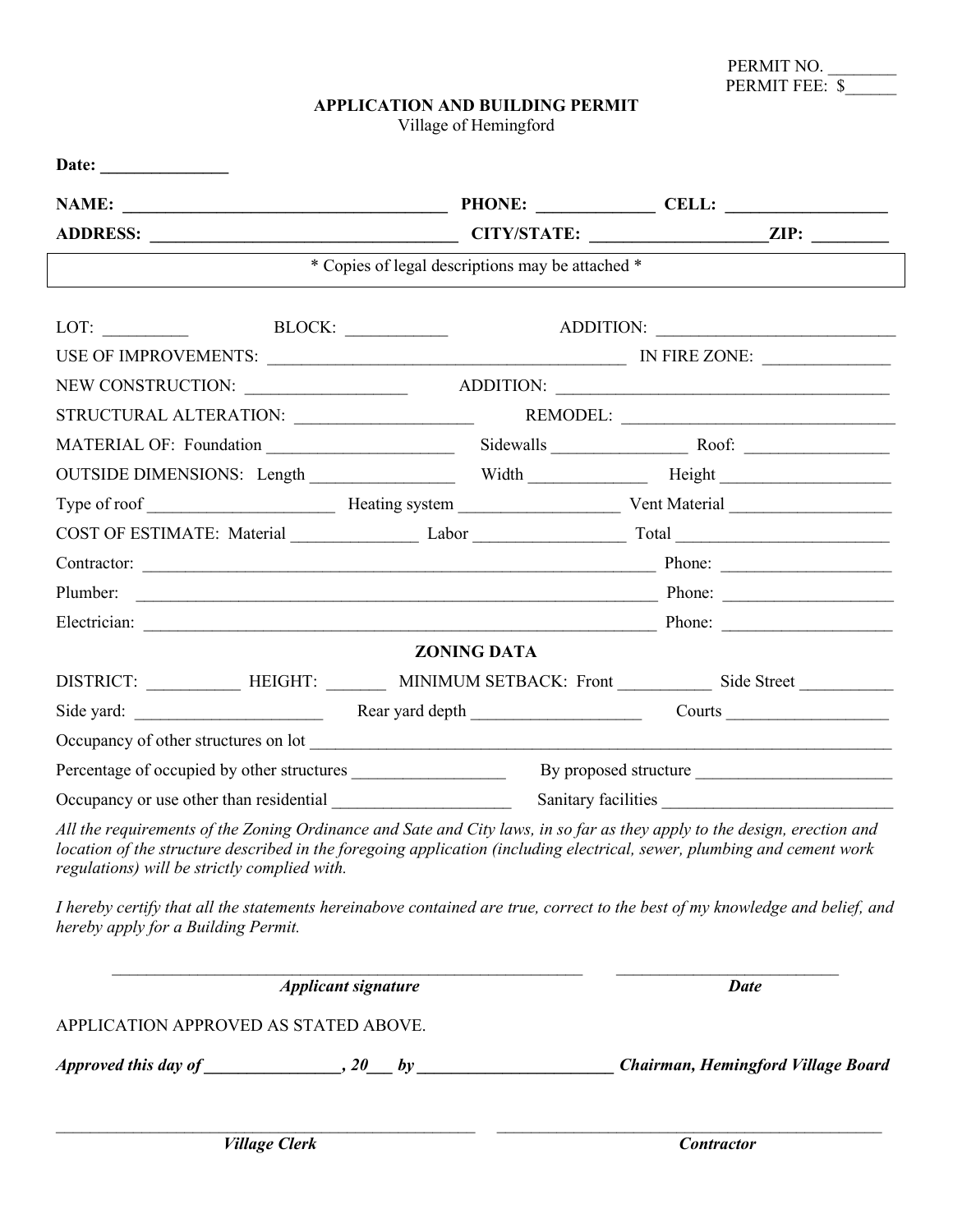PERMIT NO. ________
PERMIT FEE: $______

**APPLICATION AND BUILDING PERMIT**
Village of Hemingford

**Date:** _______________

**NAME:** ______________________________________ **PHONE:** _____________ **CELL:** __________________

**ADDRESS:** ____________________________________ **CITY/STATE:** ____________________**ZIP:** ________

\* Copies of legal descriptions may be attached \*

LOT: __________ BLOCK: ____________ ADDITION: ____________________________

USE OF IMPROVEMENTS: ________________________________________ IN FIRE ZONE: _______________

NEW CONSTRUCTION: ___________________ ADDITION: ______________________________________

STRUCTURAL ALTERATION: _____________________ REMODEL: ________________________________

MATERIAL OF: Foundation ______________________ Sidewalls ________________ Roof: _________________

OUTSIDE DIMENSIONS: Length _________________ Width ______________ Height ____________________

Type of roof ______________________ Heating system ___________________ Vent Material ___________________

COST OF ESTIMATE: Material _______________ Labor __________________ Total _________________________

Contractor: _______________________________________________________________ Phone: ____________________

Plumber: _________________________________________________________________ Phone: ____________________

Electrician: _______________________________________________________________ Phone: ____________________

**ZONING DATA**

DISTRICT: ___________ HEIGHT: _______ MINIMUM SETBACK: Front ___________ Side Street ___________

Side yard: ______________________ Rear yard depth ___________________ Courts ___________________

Occupancy of other structures on lot ________________________________________________________________

Percentage of occupied by other structures __________________ By proposed structure _______________________

Occupancy or use other than residential _____________________ Sanitary facilities ___________________________

*All the requirements of the Zoning Ordinance and Sate and City laws, in so far as they apply to the design, erection and location of the structure described in the foregoing application (including electrical, sewer, plumbing and cement work regulations) will be strictly complied with.*

*I hereby certify that all the statements hereinabove contained are true, correct to the best of my knowledge and belief, and hereby apply for a Building Permit.*

_________________________________________________________ ___________________________
***Applicant signature*** ***Date***

APPLICATION APPROVED AS STATED ABOVE.

***Approved this day of ________________, 20___ by _______________________ Chairman, Hemingford Village Board***

____________________________________________________ ______________________________________________
***Village Clerk*** ***Contractor***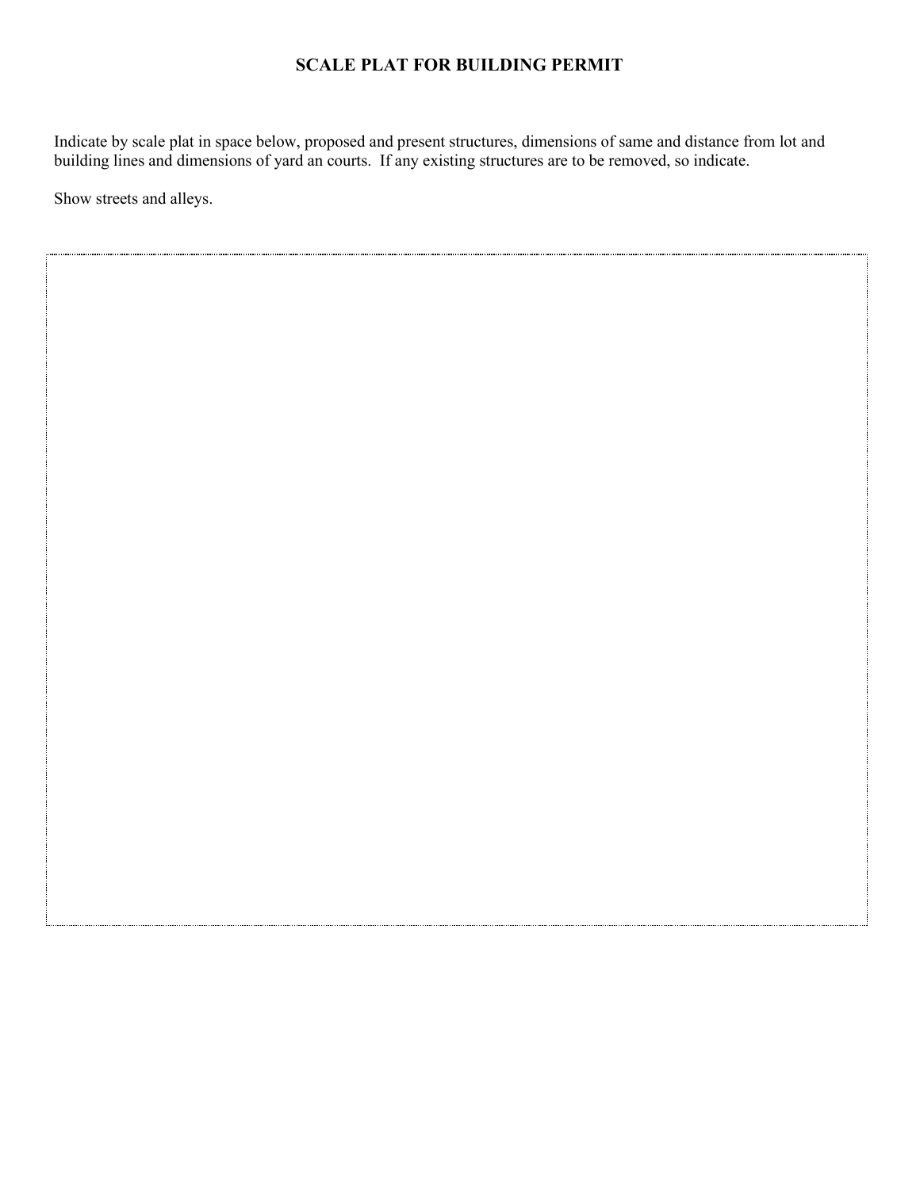## SCALE PLAT FOR BUILDING PERMIT

Indicate by scale plat in space below, proposed and present structures, dimensions of same and distance from lot and building lines and dimensions of yard an courts. If any existing structures are to be removed, so indicate.

Show streets and alleys.